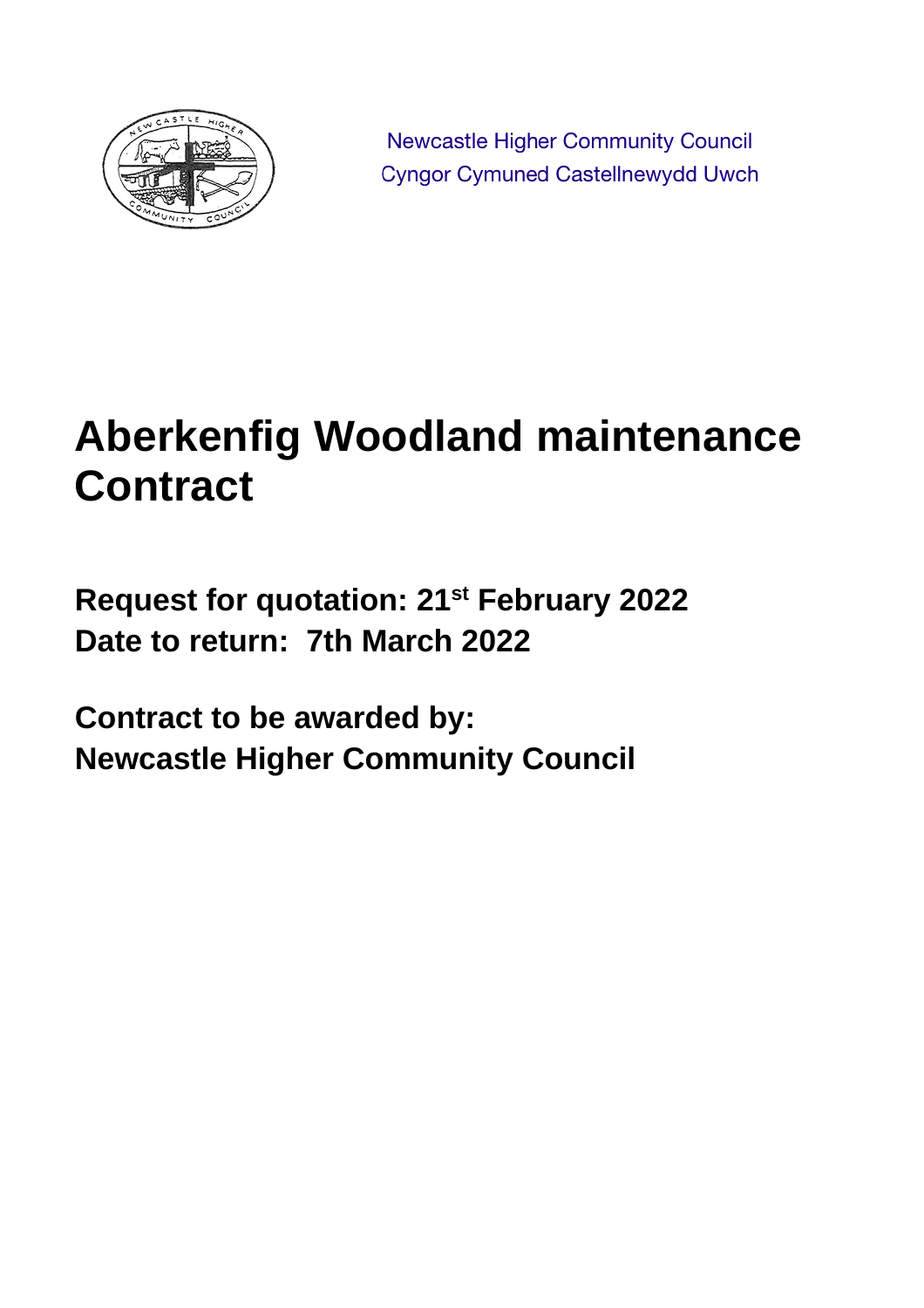Newcastle Higher Community Council
Cyngor Cymuned Castellnewydd Uwch

# Aberkenfig Woodland maintenance Contract

**Request for quotation: 21st February 2022**
**Date to return: 7th March 2022**

**Contract to be awarded by:**
**Newcastle Higher Community Council**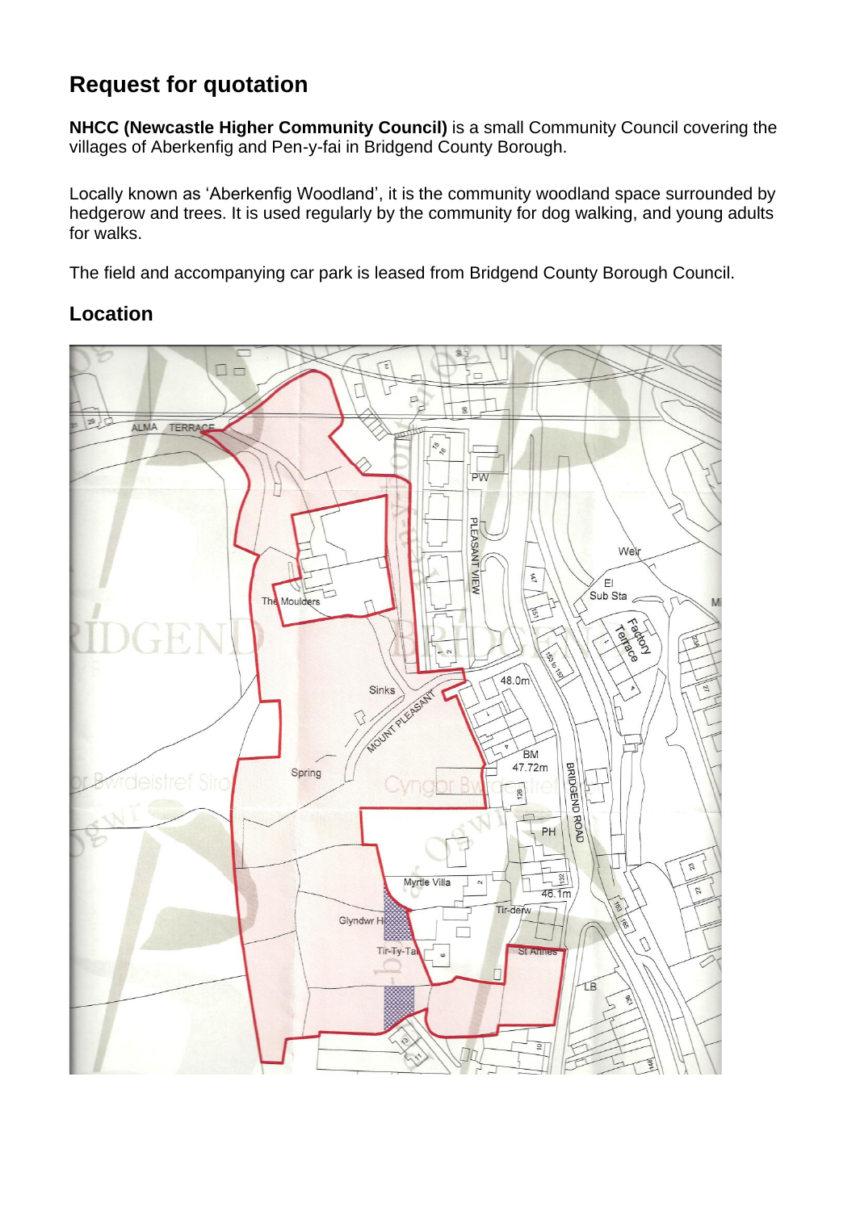## Request for quotation

**NHCC (Newcastle Higher Community Council)** is a small Community Council covering the villages of Aberkenfig and Pen-y-fai in Bridgend County Borough.

Locally known as 'Aberkenfig Woodland', it is the community woodland space surrounded by hedgerow and trees. It is used regularly by the community for dog walking, and young adults for walks.

The field and accompanying car park is leased from Bridgend County Borough Council.

## Location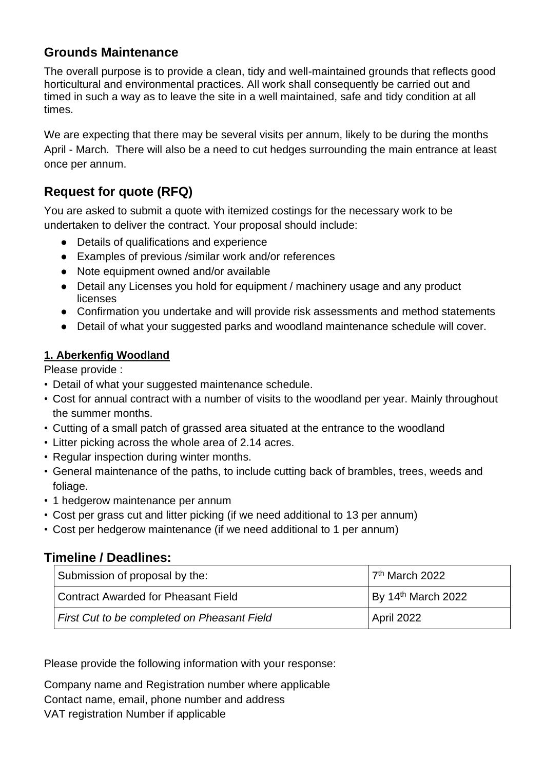## Grounds Maintenance

The overall purpose is to provide a clean, tidy and well-maintained grounds that reflects good horticultural and environmental practices. All work shall consequently be carried out and timed in such a way as to leave the site in a well maintained, safe and tidy condition at all times.

We are expecting that there may be several visits per annum, likely to be during the months April - March. There will also be a need to cut hedges surrounding the main entrance at least once per annum.

## Request for quote (RFQ)

You are asked to submit a quote with itemized costings for the necessary work to be undertaken to deliver the contract. Your proposal should include:

- Details of qualifications and experience
- Examples of previous /similar work and/or references
- Note equipment owned and/or available
- Detail any Licenses you hold for equipment / machinery usage and any product licenses
- Confirmation you undertake and will provide risk assessments and method statements
- Detail of what your suggested parks and woodland maintenance schedule will cover.

**1. Aberkenfig Woodland**

Please provide :

- Detail of what your suggested maintenance schedule.
- Cost for annual contract with a number of visits to the woodland per year. Mainly throughout the summer months.
- Cutting of a small patch of grassed area situated at the entrance to the woodland
- Litter picking across the whole area of 2.14 acres.
- Regular inspection during winter months.
- General maintenance of the paths, to include cutting back of brambles, trees, weeds and foliage.
- 1 hedgerow maintenance per annum
- Cost per grass cut and litter picking (if we need additional to 13 per annum)
- Cost per hedgerow maintenance (if we need additional to 1 per annum)

## Timeline / Deadlines:

| | |
|---|---|
| Submission of proposal by the: | 7th March 2022 |
| Contract Awarded for Pheasant Field | By 14th March 2022 |
| *First Cut to be completed on Pheasant Field* | April 2022 |

Please provide the following information with your response:

Company name and Registration number where applicable
Contact name, email, phone number and address
VAT registration Number if applicable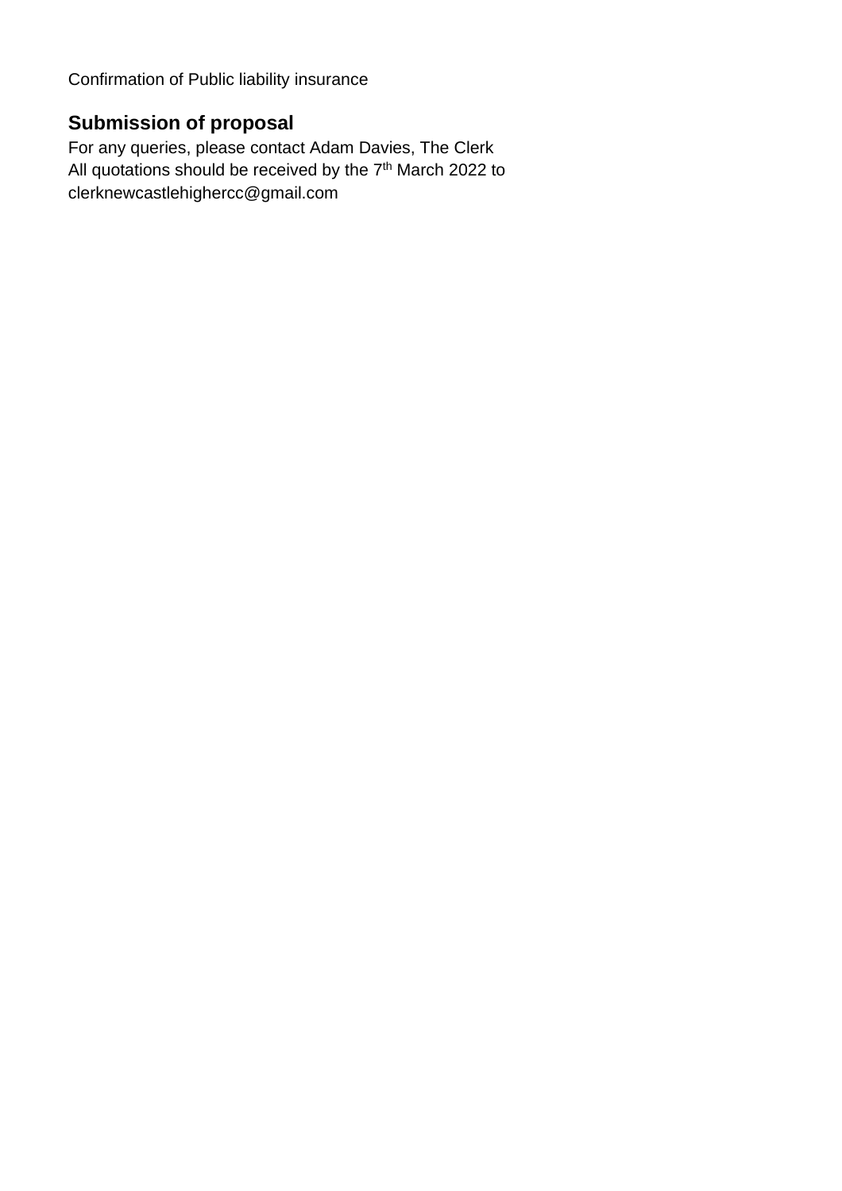Confirmation of Public liability insurance

## Submission of proposal

For any queries, please contact Adam Davies, The Clerk
All quotations should be received by the 7th March 2022 to
clerknewcastlehighercc@gmail.com